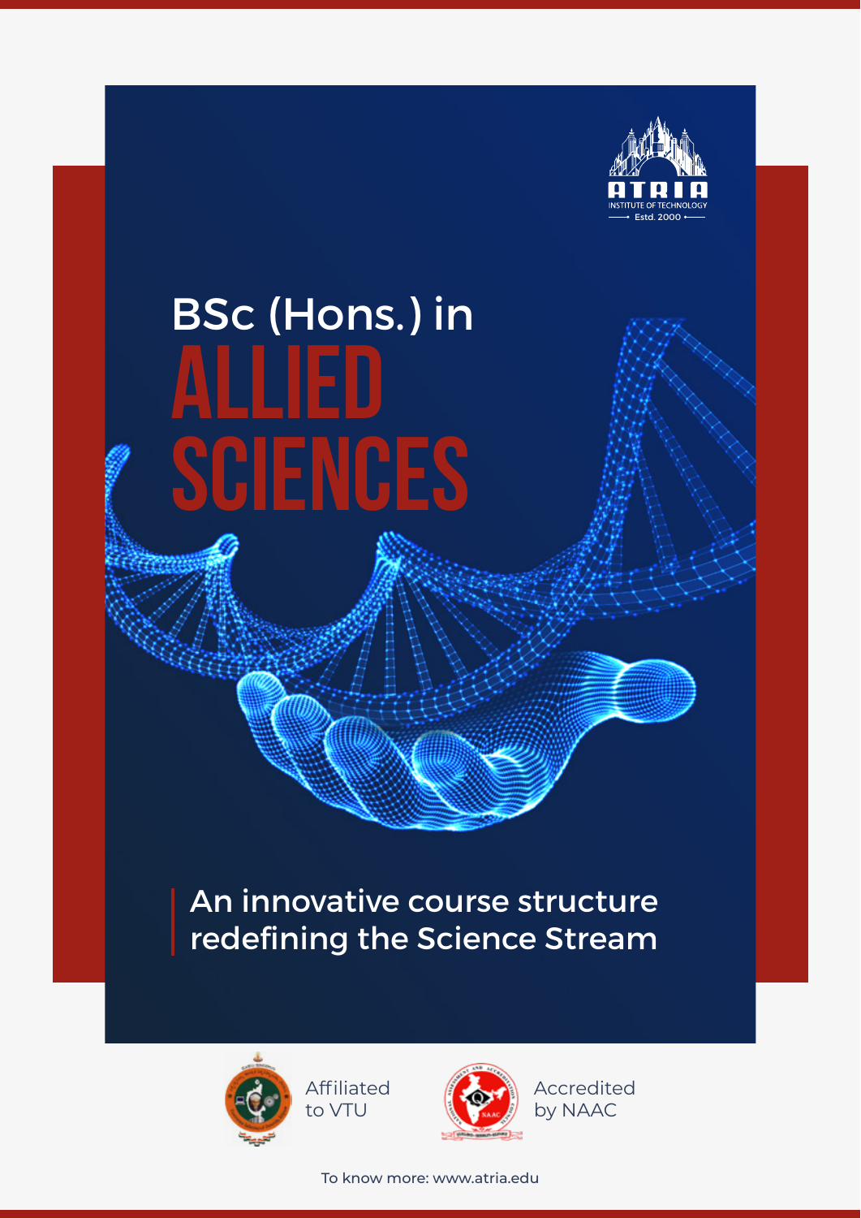ATRIA
INSTITUTE OF TECHNOLOGY
Estd. 2000

# BSc (Hons.) in ALLIED SCIENCES

An innovative course structure redefining the Science Stream

Affiliated to VTU

Accredited by NAAC

To know more: www.atria.edu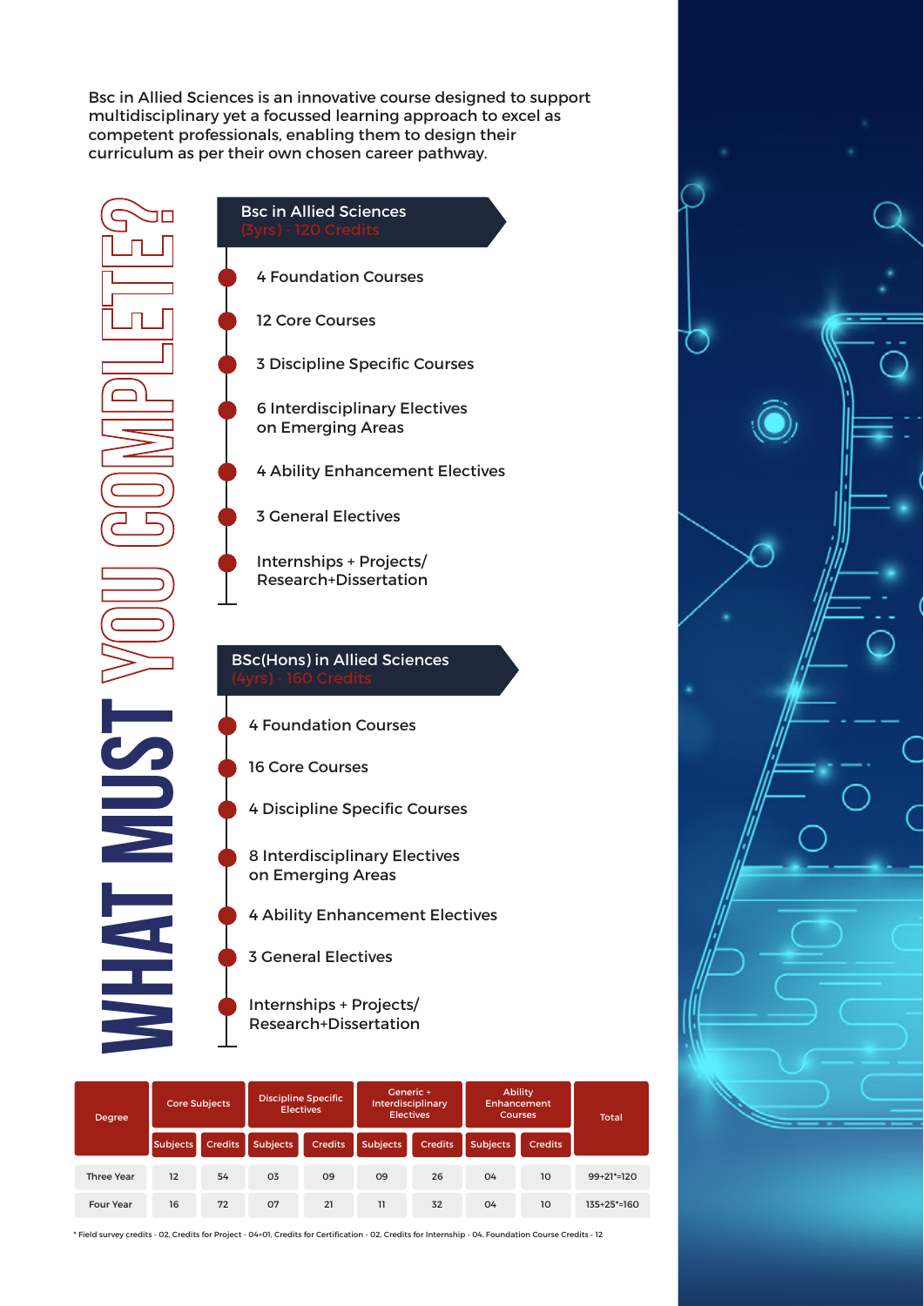Bsc in Allied Sciences is an innovative course designed to support multidisciplinary yet a focussed learning approach to excel as competent professionals, enabling them to design their curriculum as per their own chosen career pathway.

# WHAT MUST YOU COMPLETE?

## Bsc in Allied Sciences
(3yrs) - 120 Credits

- 4 Foundation Courses
- 12 Core Courses
- 3 Discipline Specific Courses
- 6 Interdisciplinary Electives on Emerging Areas
- 4 Ability Enhancement Electives
- 3 General Electives
- Internships + Projects/ Research+Dissertation

## BSc(Hons) in Allied Sciences
(4yrs) - 160 Credits

- 4 Foundation Courses
- 16 Core Courses
- 4 Discipline Specific Courses
- 8 Interdisciplinary Electives on Emerging Areas
- 4 Ability Enhancement Electives
- 3 General Electives
- Internships + Projects/ Research+Dissertation

| Degree | Core Subjects | | Discipline Specific Electives | | Generic + Interdisciplinary Electives | | Ability Enhancement Courses | | Total |
|---|---|---|---|---|---|---|---|---|---|
| | Subjects | Credits | Subjects | Credits | Subjects | Credits | Subjects | Credits | |
| Three Year | 12 | 54 | 03 | 09 | 09 | 26 | 04 | 10 | 99+21*=120 |
| Four Year | 16 | 72 | 07 | 21 | 11 | 32 | 04 | 10 | 135+25*=160 |

* Field survey credits - 02, Credits for Project - 04+01, Credits for Certification - 02, Credits for Internship - 04, Foundation Course Credits - 12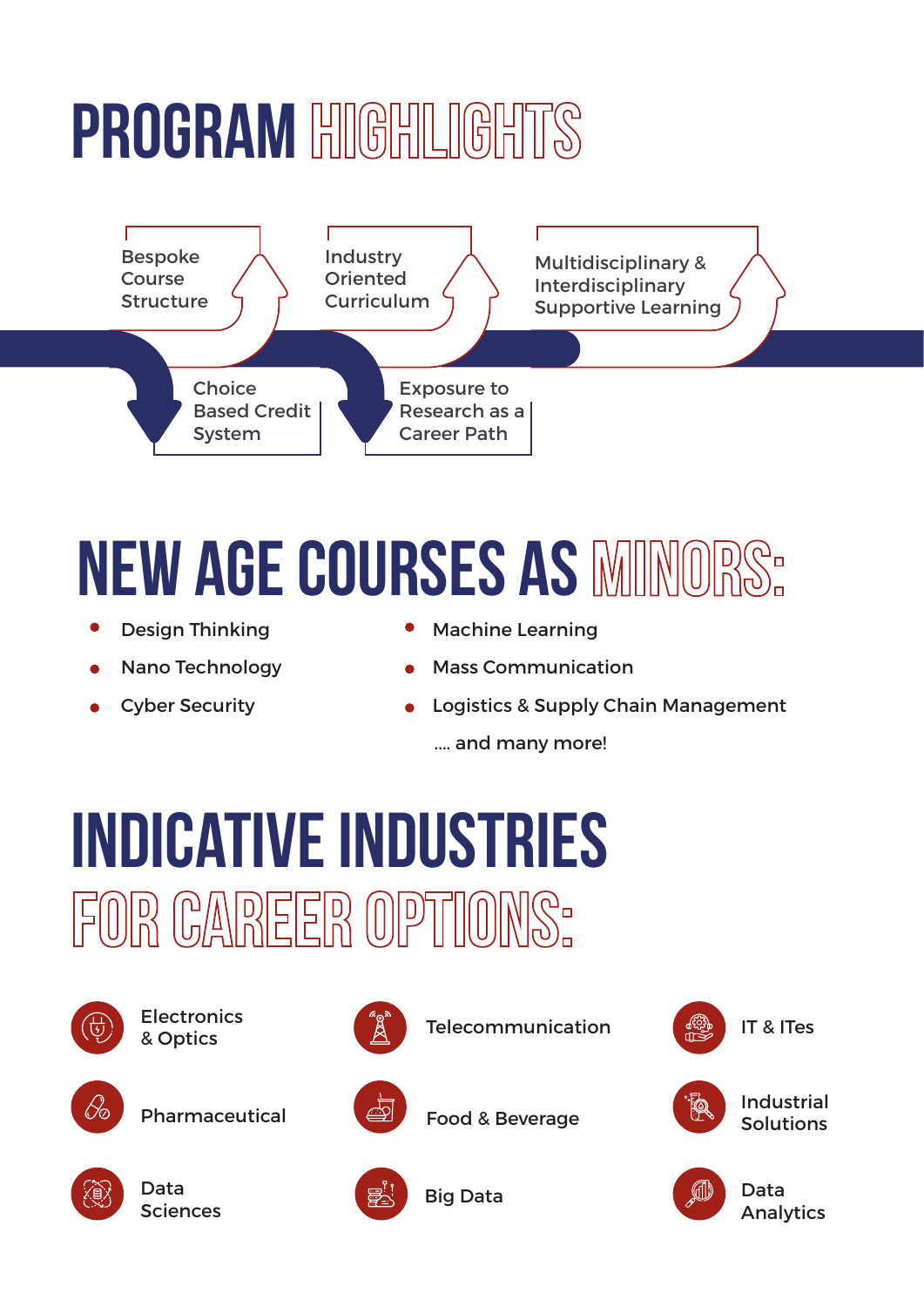# PROGRAM HIGHLIGHTS

- Bespoke Course Structure
- Choice Based Credit System
- Industry Oriented Curriculum
- Exposure to Research as a Career Path
- Multidisciplinary & Interdisciplinary Supportive Learning

# NEW AGE COURSES AS MINORS:

- Design Thinking
- Nano Technology
- Cyber Security
- Machine Learning
- Mass Communication
- Logistics & Supply Chain Management

.... and many more!

# INDICATIVE INDUSTRIES FOR CAREER OPTIONS:

- Electronics & Optics
- Telecommunication
- IT & ITes
- Pharmaceutical
- Food & Beverage
- Industrial Solutions
- Data Sciences
- Big Data
- Data Analytics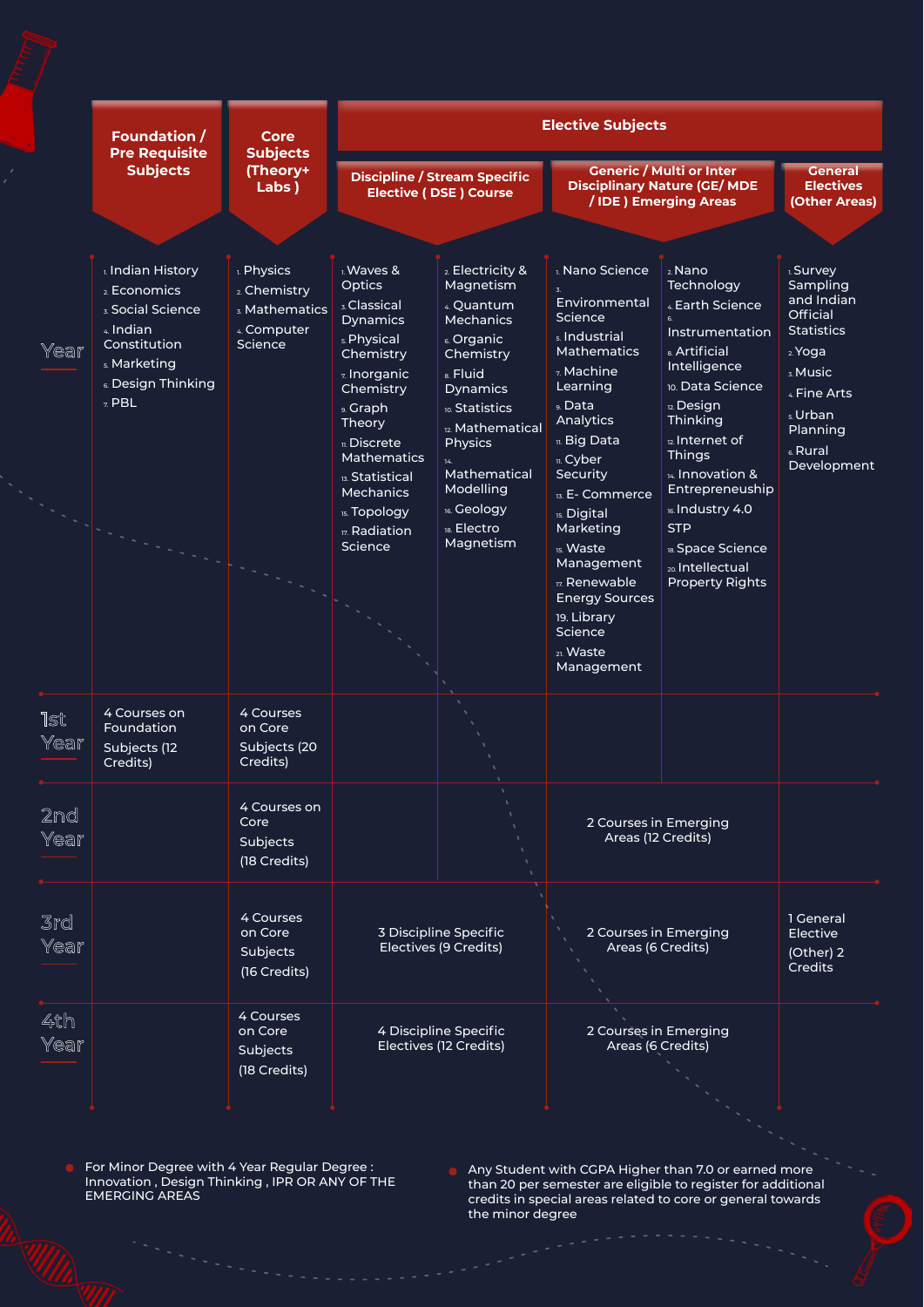| | Foundation / Pre Requisite Subjects | Core Subjects (Theory+ Labs ) | Elective Subjects | | | | |
|---|---|---|---|---|---|---|---|
| | | | Discipline / Stream Specific Elective ( DSE ) Course | | Generic / Multi or Inter Disciplinary Nature (GE/ MDE / IDE ) Emerging Areas | | General Electives (Other Areas) |
| Year | 1. Indian History<br>2. Economics<br>3. Social Science<br>4. Indian Constitution<br>5. Marketing<br>6. Design Thinking<br>7. PBL | 1. Physics<br>2. Chemistry<br>3. Mathematics<br>4. Computer Science | 1. Waves & Optics<br>3. Classical Dynamics<br>5. Physical Chemistry<br>7. Inorganic Chemistry<br>9. Graph Theory<br>11. Discrete Mathematics<br>13. Statistical Mechanics<br>15. Topology<br>17. Radiation Science | 2. Electricity & Magnetism<br>4. Quantum Mechanics<br>6. Organic Chemistry<br>8. Fluid Dynamics<br>10. Statistics<br>12. Mathematical Physics<br>14. Mathematical Modelling<br>16. Geology<br>18. Electro Magnetism | 1. Nano Science<br>3. Environmental Science<br>5. Industrial Mathematics<br>7. Machine Learning<br>9. Data Analytics<br>11. Big Data<br>11. Cyber Security<br>13. E- Commerce<br>15. Digital Marketing<br>15. Waste Management<br>17. Renewable Energy Sources<br>19. Library Science<br>21. Waste Management | 2. Nano Technology<br>4. Earth Science<br>6. Instrumentation<br>8. Artificial Intelligence<br>10. Data Science<br>12. Design Thinking<br>12. Internet of Things<br>14. Innovation & Entrepreneurship<br>16. Industry 4.0 STP<br>18. Space Science<br>20. Intellectual Property Rights | 1. Survey Sampling and Indian Official Statistics<br>2. Yoga<br>3. Music<br>4. Fine Arts<br>5. Urban Planning<br>6. Rural Development |
| 1st Year | 4 Courses on Foundation Subjects (12 Credits) | 4 Courses on Core Subjects (20 Credits) | | | | | |
| 2nd Year | | 4 Courses on Core Subjects (18 Credits) | | | 2 Courses in Emerging Areas (12 Credits) | | |
| 3rd Year | | 4 Courses on Core Subjects (16 Credits) | 3 Discipline Specific Electives (9 Credits) | | 2 Courses in Emerging Areas (6 Credits) | | 1 General Elective (Other) 2 Credits |
| 4th Year | | 4 Courses on Core Subjects (18 Credits) | 4 Discipline Specific Electives (12 Credits) | | 2 Courses in Emerging Areas (6 Credits) | | |

- For Minor Degree with 4 Year Regular Degree : Innovation , Design Thinking , IPR OR ANY OF THE EMERGING AREAS
- Any Student with CGPA Higher than 7.0 or earned more than 20 per semester are eligible to register for additional credits in special areas related to core or general towards the minor degree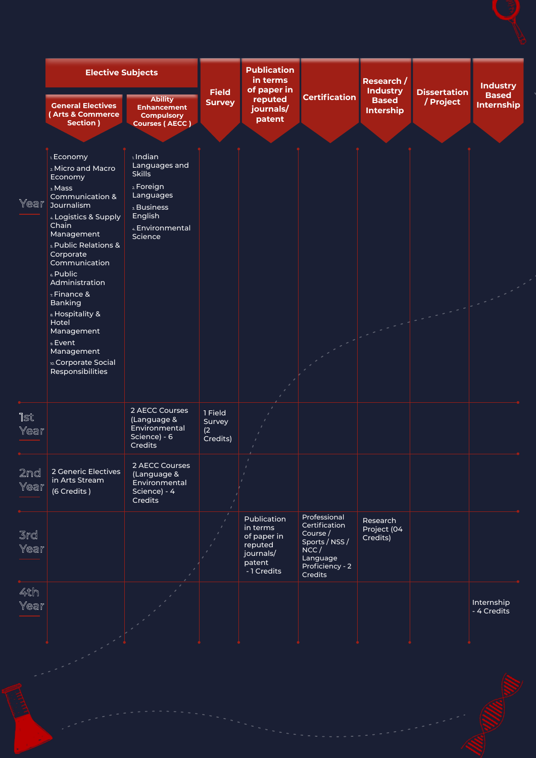| Year | Elective Subjects: General Electives ( Arts & Commerce Section ) | Elective Subjects: Ability Enhancement Compulsory Courses ( AECC ) | Field Survey | Publication in terms of paper in reputed journals/ patent | Certification | Research / Industry Based Intership | Dissertation / Project | Industry Based Internship |
|---|---|---|---|---|---|---|---|---|
| | 1. Economy<br>2. Micro and Macro Economy<br>3. Mass Communication & Journalism<br>4. Logistics & Supply Chain Management<br>5. Public Relations & Corporate Communication<br>6. Public Administration<br>7. Finance & Banking<br>8. Hospitality & Hotel Management<br>9. Event Management<br>10. Corporate Social Responsibilities | 1. Indian Languages and Skills<br>2. Foreign Languages<br>3. Business English<br>4. Environmental Science | | | | | | |
| 1st Year | | 2 AECC Courses (Language & Environmental Science) - 6 Credits | 1 Field Survey (2 Credits) | | | | | |
| 2nd Year | 2 Generic Electives in Arts Stream (6 Credits ) | 2 AECC Courses (Language & Environmental Science) - 4 Credits | | | | | | |
| 3rd Year | | | | Publication in terms of paper in reputed journals/ patent - 1 Credits | Professional Certification Course / Sports / NSS / NCC / Language Proficiency - 2 Credits | Research Project (04 Credits) | | |
| 4th Year | | | | | | | | Internship - 4 Credits |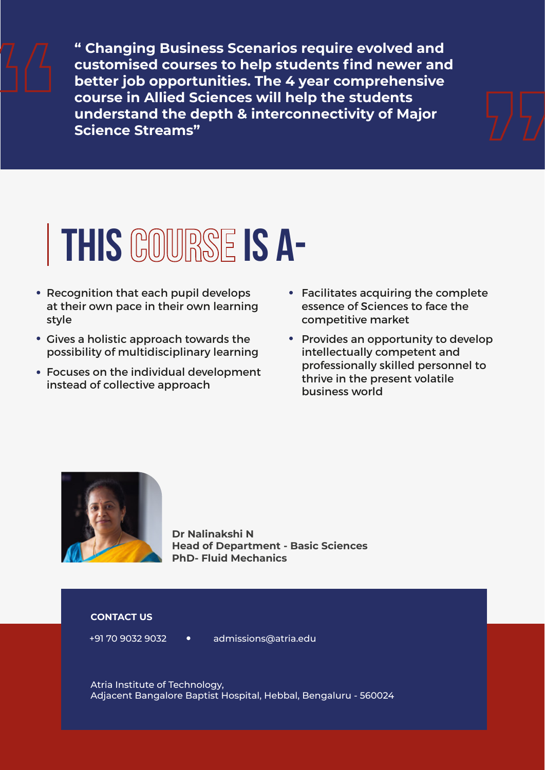**" Changing Business Scenarios require evolved and customised courses to help students find newer and better job opportunities. The 4 year comprehensive course in Allied Sciences will help the students understand the depth & interconnectivity of Major Science Streams"**

# THIS COURSE IS A-

- Recognition that each pupil develops at their own pace in their own learning style
- Gives a holistic approach towards the possibility of multidisciplinary learning
- Focuses on the individual development instead of collective approach
- Facilitates acquiring the complete essence of Sciences to face the competitive market
- Provides an opportunity to develop intellectually competent and professionally skilled personnel to thrive in the present volatile business world

**Dr Nalinakshi N**
**Head of Department - Basic Sciences**
**PhD- Fluid Mechanics**

**CONTACT US**

+91 70 9032 9032 • admissions@atria.edu

Atria Institute of Technology,
Adjacent Bangalore Baptist Hospital, Hebbal, Bengaluru - 560024